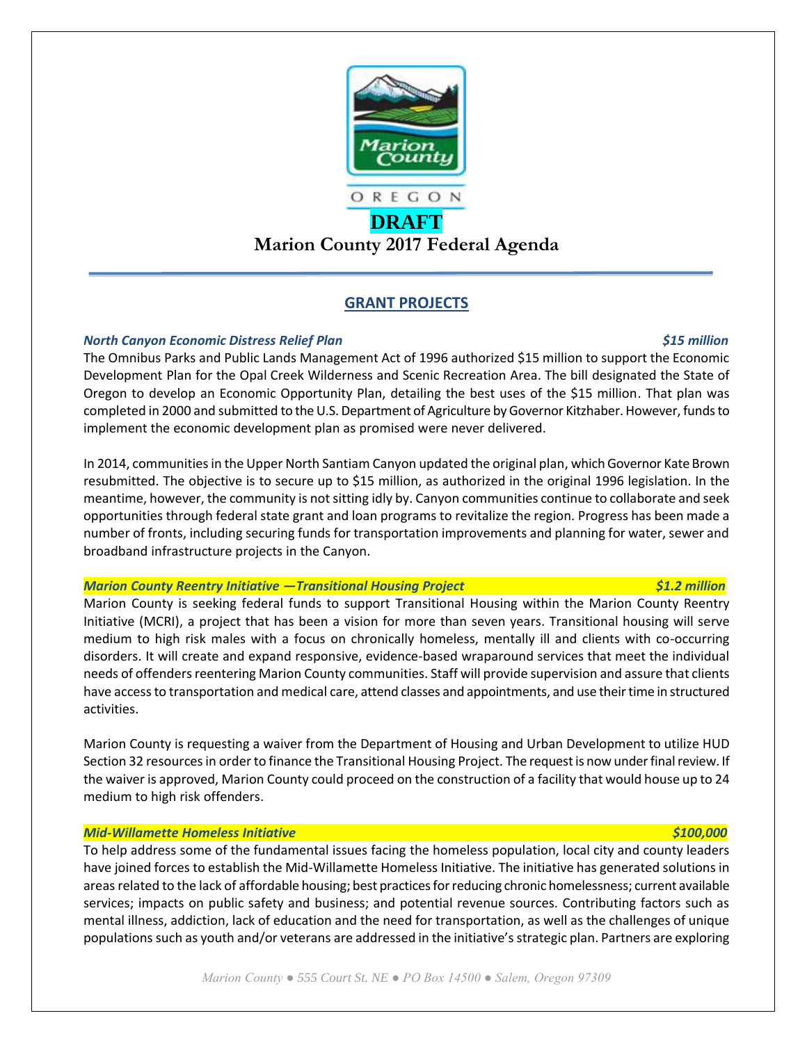OREGON

**DRAFT**

# Marion County 2017 Federal Agenda

## GRANT PROJECTS

***North Canyon Economic Distress Relief Plan*** ***$15 million***

The Omnibus Parks and Public Lands Management Act of 1996 authorized $15 million to support the Economic Development Plan for the Opal Creek Wilderness and Scenic Recreation Area. The bill designated the State of Oregon to develop an Economic Opportunity Plan, detailing the best uses of the $15 million. That plan was completed in 2000 and submitted to the U.S. Department of Agriculture by Governor Kitzhaber. However, funds to implement the economic development plan as promised were never delivered.

In 2014, communities in the Upper North Santiam Canyon updated the original plan, which Governor Kate Brown resubmitted. The objective is to secure up to $15 million, as authorized in the original 1996 legislation. In the meantime, however, the community is not sitting idly by. Canyon communities continue to collaborate and seek opportunities through federal state grant and loan programs to revitalize the region. Progress has been made a number of fronts, including securing funds for transportation improvements and planning for water, sewer and broadband infrastructure projects in the Canyon.

***Marion County Reentry Initiative —Transitional Housing Project*** ***$1.2 million***

Marion County is seeking federal funds to support Transitional Housing within the Marion County Reentry Initiative (MCRI), a project that has been a vision for more than seven years. Transitional housing will serve medium to high risk males with a focus on chronically homeless, mentally ill and clients with co-occurring disorders. It will create and expand responsive, evidence-based wraparound services that meet the individual needs of offenders reentering Marion County communities. Staff will provide supervision and assure that clients have access to transportation and medical care, attend classes and appointments, and use their time in structured activities.

Marion County is requesting a waiver from the Department of Housing and Urban Development to utilize HUD Section 32 resources in order to finance the Transitional Housing Project. The request is now under final review. If the waiver is approved, Marion County could proceed on the construction of a facility that would house up to 24 medium to high risk offenders.

***Mid-Willamette Homeless Initiative*** ***$100,000***

To help address some of the fundamental issues facing the homeless population, local city and county leaders have joined forces to establish the Mid-Willamette Homeless Initiative. The initiative has generated solutions in areas related to the lack of affordable housing; best practices for reducing chronic homelessness; current available services; impacts on public safety and business; and potential revenue sources. Contributing factors such as mental illness, addiction, lack of education and the need for transportation, as well as the challenges of unique populations such as youth and/or veterans are addressed in the initiative's strategic plan. Partners are exploring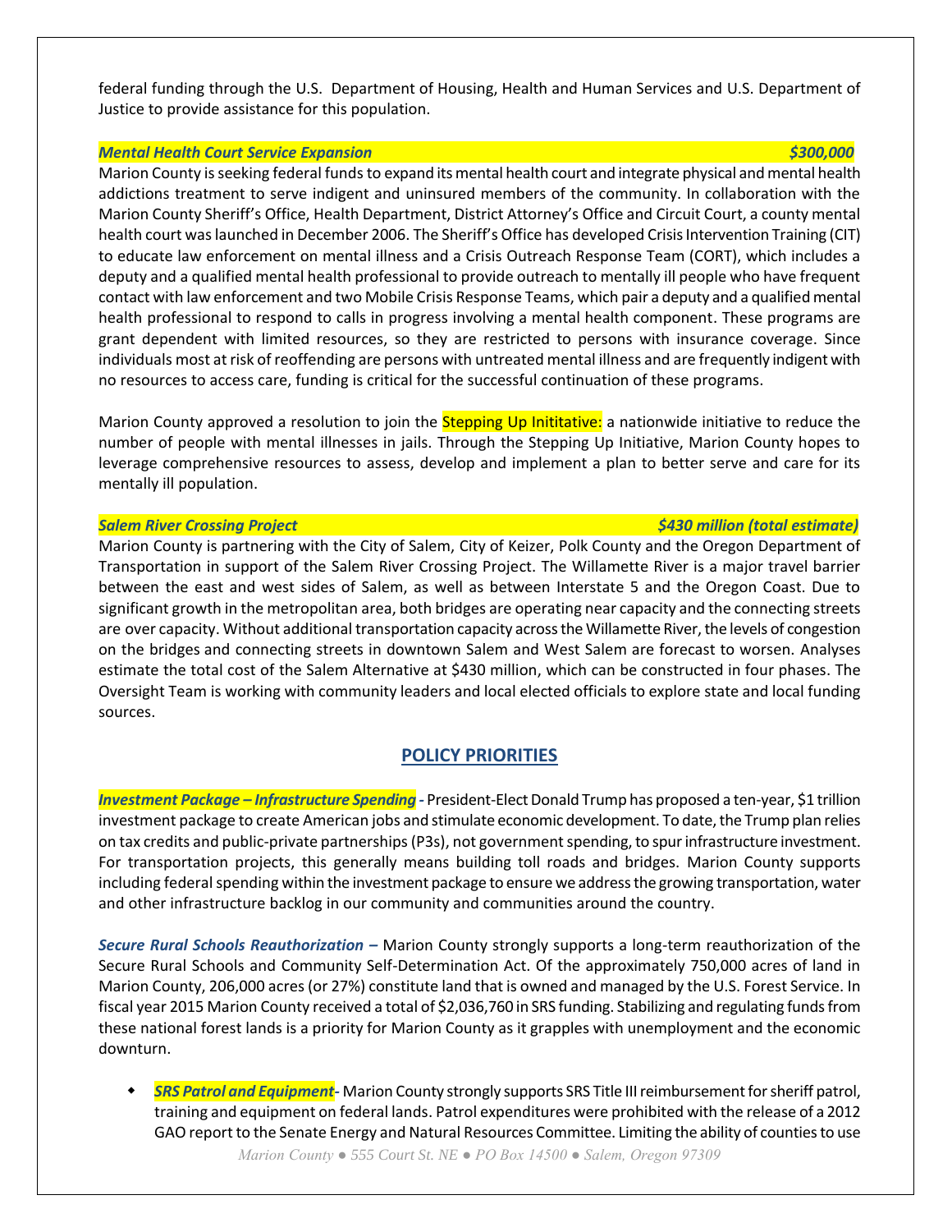federal funding through the U.S. Department of Housing, Health and Human Services and U.S. Department of Justice to provide assistance for this population.

***Mental Health Court Service Expansion*** ***$300,000***

Marion County is seeking federal funds to expand its mental health court and integrate physical and mental health addictions treatment to serve indigent and uninsured members of the community. In collaboration with the Marion County Sheriff's Office, Health Department, District Attorney's Office and Circuit Court, a county mental health court was launched in December 2006. The Sheriff's Office has developed Crisis Intervention Training (CIT) to educate law enforcement on mental illness and a Crisis Outreach Response Team (CORT), which includes a deputy and a qualified mental health professional to provide outreach to mentally ill people who have frequent contact with law enforcement and two Mobile Crisis Response Teams, which pair a deputy and a qualified mental health professional to respond to calls in progress involving a mental health component. These programs are grant dependent with limited resources, so they are restricted to persons with insurance coverage. Since individuals most at risk of reoffending are persons with untreated mental illness and are frequently indigent with no resources to access care, funding is critical for the successful continuation of these programs.

Marion County approved a resolution to join the Stepping Up Inititative: a nationwide initiative to reduce the number of people with mental illnesses in jails. Through the Stepping Up Initiative, Marion County hopes to leverage comprehensive resources to assess, develop and implement a plan to better serve and care for its mentally ill population.

***Salem River Crossing Project*** ***$430 million (total estimate)***

Marion County is partnering with the City of Salem, City of Keizer, Polk County and the Oregon Department of Transportation in support of the Salem River Crossing Project. The Willamette River is a major travel barrier between the east and west sides of Salem, as well as between Interstate 5 and the Oregon Coast. Due to significant growth in the metropolitan area, both bridges are operating near capacity and the connecting streets are over capacity. Without additional transportation capacity across the Willamette River, the levels of congestion on the bridges and connecting streets in downtown Salem and West Salem are forecast to worsen. Analyses estimate the total cost of the Salem Alternative at $430 million, which can be constructed in four phases. The Oversight Team is working with community leaders and local elected officials to explore state and local funding sources.

## POLICY PRIORITIES

***Investment Package – Infrastructure Spending*** - President-Elect Donald Trump has proposed a ten-year, $1 trillion investment package to create American jobs and stimulate economic development. To date, the Trump plan relies on tax credits and public-private partnerships (P3s), not government spending, to spur infrastructure investment. For transportation projects, this generally means building toll roads and bridges. Marion County supports including federal spending within the investment package to ensure we address the growing transportation, water and other infrastructure backlog in our community and communities around the country.

***Secure Rural Schools Reauthorization –*** Marion County strongly supports a long-term reauthorization of the Secure Rural Schools and Community Self-Determination Act. Of the approximately 750,000 acres of land in Marion County, 206,000 acres (or 27%) constitute land that is owned and managed by the U.S. Forest Service. In fiscal year 2015 Marion County received a total of $2,036,760 in SRS funding. Stabilizing and regulating funds from these national forest lands is a priority for Marion County as it grapples with unemployment and the economic downturn.

- ***SRS Patrol and Equipment***- Marion County strongly supports SRS Title III reimbursement for sheriff patrol, training and equipment on federal lands. Patrol expenditures were prohibited with the release of a 2012 GAO report to the Senate Energy and Natural Resources Committee. Limiting the ability of counties to use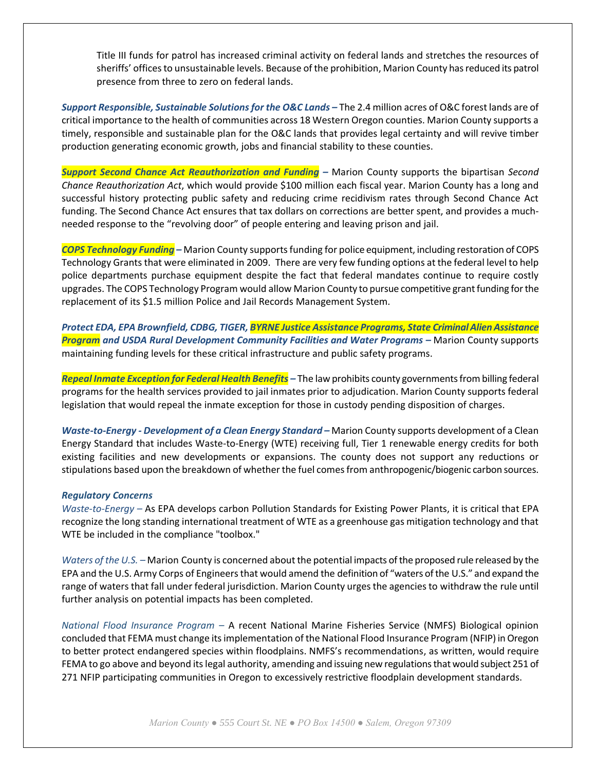Title III funds for patrol has increased criminal activity on federal lands and stretches the resources of sheriffs' offices to unsustainable levels. Because of the prohibition, Marion County has reduced its patrol presence from three to zero on federal lands.

***Support Responsible, Sustainable Solutions for the O&C Lands –*** The 2.4 million acres of O&C forest lands are of critical importance to the health of communities across 18 Western Oregon counties. Marion County supports a timely, responsible and sustainable plan for the O&C lands that provides legal certainty and will revive timber production generating economic growth, jobs and financial stability to these counties.

***Support Second Chance Act Reauthorization and Funding –*** Marion County supports the bipartisan *Second Chance Reauthorization Act*, which would provide $100 million each fiscal year. Marion County has a long and successful history protecting public safety and reducing crime recidivism rates through Second Chance Act funding. The Second Chance Act ensures that tax dollars on corrections are better spent, and provides a much-needed response to the "revolving door" of people entering and leaving prison and jail.

***COPS Technology Funding –*** Marion County supports funding for police equipment, including restoration of COPS Technology Grants that were eliminated in 2009. There are very few funding options at the federal level to help police departments purchase equipment despite the fact that federal mandates continue to require costly upgrades. The COPS Technology Program would allow Marion County to pursue competitive grant funding for the replacement of its $1.5 million Police and Jail Records Management System.

***Protect EDA, EPA Brownfield, CDBG, TIGER, BYRNE Justice Assistance Programs, State Criminal Alien Assistance Program and USDA Rural Development Community Facilities and Water Programs –*** Marion County supports maintaining funding levels for these critical infrastructure and public safety programs.

***Repeal Inmate Exception for Federal Health Benefits –*** The law prohibits county governments from billing federal programs for the health services provided to jail inmates prior to adjudication. Marion County supports federal legislation that would repeal the inmate exception for those in custody pending disposition of charges.

***Waste-to-Energy - Development of a Clean Energy Standard –*** Marion County supports development of a Clean Energy Standard that includes Waste-to-Energy (WTE) receiving full, Tier 1 renewable energy credits for both existing facilities and new developments or expansions. The county does not support any reductions or stipulations based upon the breakdown of whether the fuel comes from anthropogenic/biogenic carbon sources.

***Regulatory Concerns***

*Waste-to-Energy –* As EPA develops carbon Pollution Standards for Existing Power Plants, it is critical that EPA recognize the long standing international treatment of WTE as a greenhouse gas mitigation technology and that WTE be included in the compliance "toolbox."

*Waters of the U.S. –* Marion County is concerned about the potential impacts of the proposed rule released by the EPA and the U.S. Army Corps of Engineers that would amend the definition of "waters of the U.S." and expand the range of waters that fall under federal jurisdiction. Marion County urges the agencies to withdraw the rule until further analysis on potential impacts has been completed.

*National Flood Insurance Program –* A recent National Marine Fisheries Service (NMFS) Biological opinion concluded that FEMA must change its implementation of the National Flood Insurance Program (NFIP) in Oregon to better protect endangered species within floodplains. NMFS's recommendations, as written, would require FEMA to go above and beyond its legal authority, amending and issuing new regulations that would subject 251 of 271 NFIP participating communities in Oregon to excessively restrictive floodplain development standards.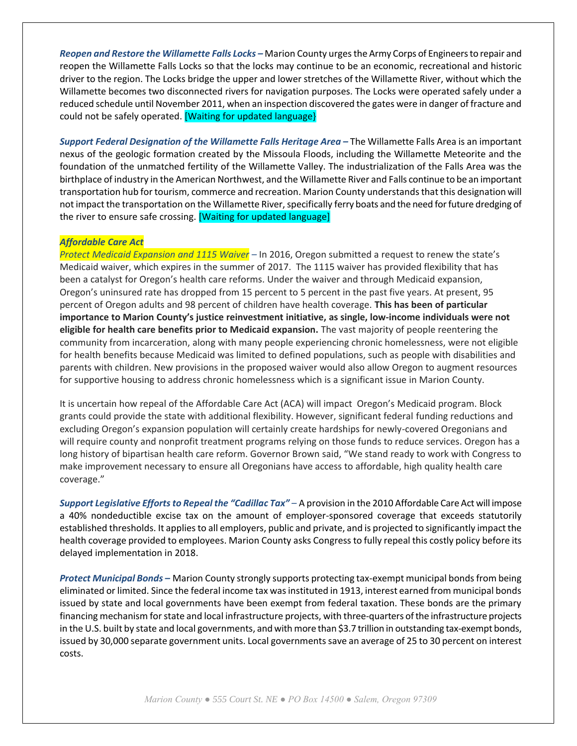***Reopen and Restore the Willamette Falls Locks –*** Marion County urges the Army Corps of Engineers to repair and reopen the Willamette Falls Locks so that the locks may continue to be an economic, recreational and historic driver to the region. The Locks bridge the upper and lower stretches of the Willamette River, without which the Willamette becomes two disconnected rivers for navigation purposes. The Locks were operated safely under a reduced schedule until November 2011, when an inspection discovered the gates were in danger of fracture and could not be safely operated. [Waiting for updated language}

***Support Federal Designation of the Willamette Falls Heritage Area –*** The Willamette Falls Area is an important nexus of the geologic formation created by the Missoula Floods, including the Willamette Meteorite and the foundation of the unmatched fertility of the Willamette Valley. The industrialization of the Falls Area was the birthplace of industry in the American Northwest, and the Willamette River and Falls continue to be an important transportation hub for tourism, commerce and recreation. Marion County understands that this designation will not impact the transportation on the Willamette River, specifically ferry boats and the need for future dredging of the river to ensure safe crossing. [Waiting for updated language]

***Affordable Care Act***

*Protect Medicaid Expansion and 1115 Waiver* – In 2016, Oregon submitted a request to renew the state's Medicaid waiver, which expires in the summer of 2017. The 1115 waiver has provided flexibility that has been a catalyst for Oregon's health care reforms. Under the waiver and through Medicaid expansion, Oregon's uninsured rate has dropped from 15 percent to 5 percent in the past five years. At present, 95 percent of Oregon adults and 98 percent of children have health coverage. **This has been of particular importance to Marion County's justice reinvestment initiative, as single, low-income individuals were not eligible for health care benefits prior to Medicaid expansion.** The vast majority of people reentering the community from incarceration, along with many people experiencing chronic homelessness, were not eligible for health benefits because Medicaid was limited to defined populations, such as people with disabilities and parents with children. New provisions in the proposed waiver would also allow Oregon to augment resources for supportive housing to address chronic homelessness which is a significant issue in Marion County.

It is uncertain how repeal of the Affordable Care Act (ACA) will impact Oregon's Medicaid program. Block grants could provide the state with additional flexibility. However, significant federal funding reductions and excluding Oregon's expansion population will certainly create hardships for newly-covered Oregonians and will require county and nonprofit treatment programs relying on those funds to reduce services. Oregon has a long history of bipartisan health care reform. Governor Brown said, "We stand ready to work with Congress to make improvement necessary to ensure all Oregonians have access to affordable, high quality health care coverage."

***Support Legislative Efforts to Repeal the "Cadillac Tax"*** – A provision in the 2010 Affordable Care Act will impose a 40% nondeductible excise tax on the amount of employer-sponsored coverage that exceeds statutorily established thresholds. It applies to all employers, public and private, and is projected to significantly impact the health coverage provided to employees. Marion County asks Congress to fully repeal this costly policy before its delayed implementation in 2018.

***Protect Municipal Bonds –*** Marion County strongly supports protecting tax-exempt municipal bonds from being eliminated or limited. Since the federal income tax was instituted in 1913, interest earned from municipal bonds issued by state and local governments have been exempt from federal taxation. These bonds are the primary financing mechanism for state and local infrastructure projects, with three-quarters of the infrastructure projects in the U.S. built by state and local governments, and with more than $3.7 trillion in outstanding tax-exempt bonds, issued by 30,000 separate government units. Local governments save an average of 25 to 30 percent on interest costs.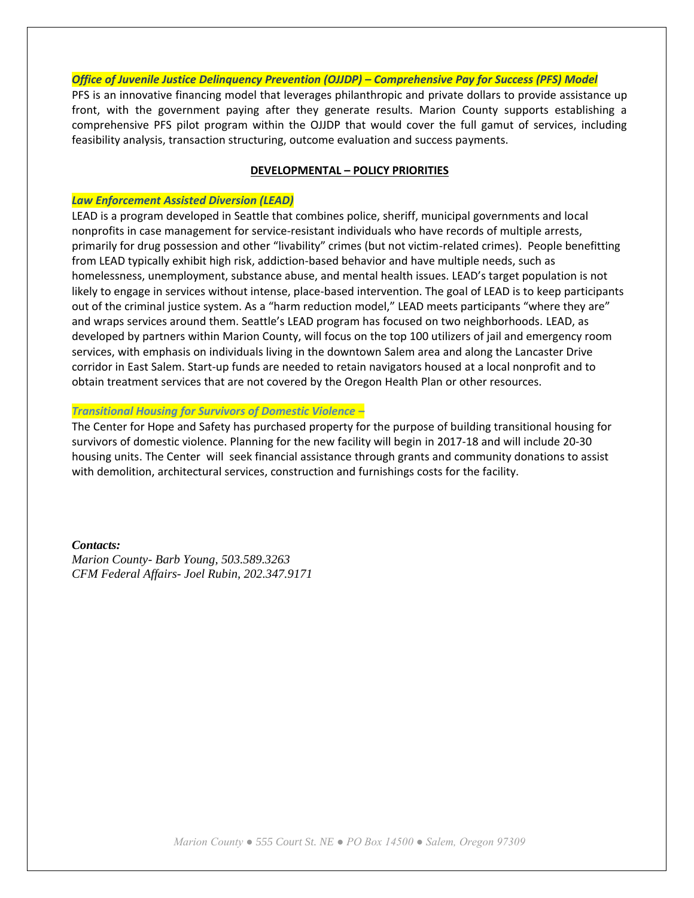***Office of Juvenile Justice Delinquency Prevention (OJJDP) – Comprehensive Pay for Success (PFS) Model***

PFS is an innovative financing model that leverages philanthropic and private dollars to provide assistance up front, with the government paying after they generate results. Marion County supports establishing a comprehensive PFS pilot program within the OJJDP that would cover the full gamut of services, including feasibility analysis, transaction structuring, outcome evaluation and success payments.

## DEVELOPMENTAL – POLICY PRIORITIES

***Law Enforcement Assisted Diversion (LEAD)***

LEAD is a program developed in Seattle that combines police, sheriff, municipal governments and local nonprofits in case management for service-resistant individuals who have records of multiple arrests, primarily for drug possession and other "livability" crimes (but not victim-related crimes). People benefitting from LEAD typically exhibit high risk, addiction-based behavior and have multiple needs, such as homelessness, unemployment, substance abuse, and mental health issues. LEAD's target population is not likely to engage in services without intense, place-based intervention. The goal of LEAD is to keep participants out of the criminal justice system. As a "harm reduction model," LEAD meets participants "where they are" and wraps services around them. Seattle's LEAD program has focused on two neighborhoods. LEAD, as developed by partners within Marion County, will focus on the top 100 utilizers of jail and emergency room services, with emphasis on individuals living in the downtown Salem area and along the Lancaster Drive corridor in East Salem. Start-up funds are needed to retain navigators housed at a local nonprofit and to obtain treatment services that are not covered by the Oregon Health Plan or other resources.

***Transitional Housing for Survivors of Domestic Violence –***

The Center for Hope and Safety has purchased property for the purpose of building transitional housing for survivors of domestic violence. Planning for the new facility will begin in 2017-18 and will include 20-30 housing units. The Center will seek financial assistance through grants and community donations to assist with demolition, architectural services, construction and furnishings costs for the facility.

***Contacts:***
*Marion County- Barb Young, 503.589.3263*
*CFM Federal Affairs- Joel Rubin, 202.347.9171*

*Marion County ● 555 Court St. NE ● PO Box 14500 ● Salem, Oregon 97309*